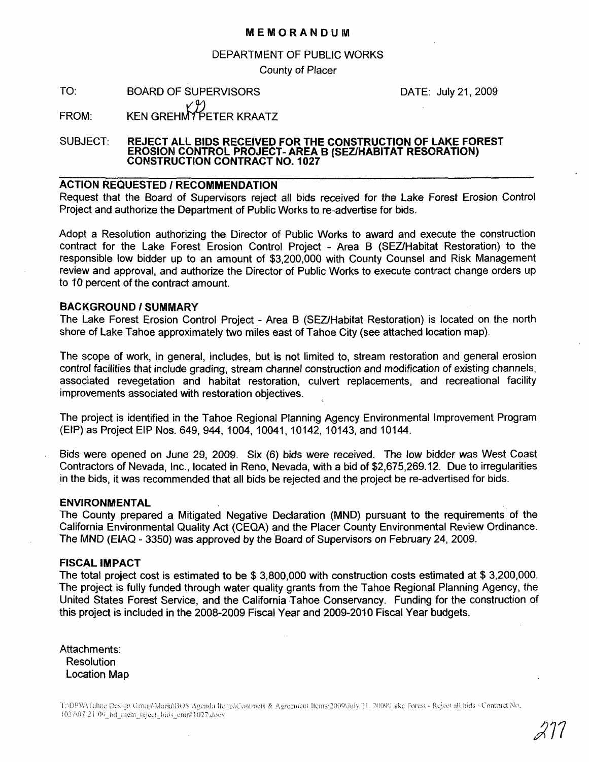# MEMORANDUM

DEPARTMENT OF PUBLIC WORKS

County of Placer

TO: BOARD OF SUPERVISORS DATE: July 21, 2009

FROM: KEN GREHM / PETER KRAATZ

SUBJECT: **REJECT ALL BIDS RECEIVED FOR THE CONSTRUCTION OF LAKE FOREST EROSION CONTROL PROJECT- AREA B (SEZ/HABITAT RESORATION) CONSTRUCTION CONTRACT NO. 1027**

## ACTION REQUESTED / RECOMMENDATION

Request that the Board of Supervisors reject all bids received for the Lake Forest Erosion Control Project and authorize the Department of Public Works to re-advertise for bids.

Adopt a Resolution authorizing the Director of Public Works to award and execute the construction contract for the Lake Forest Erosion Control Project - Area B (SEZ/Habitat Restoration) to the responsible low bidder up to an amount of $3,200,000 with County Counsel and Risk Management review and approval, and authorize the Director of Public Works to execute contract change orders up to 10 percent of the contract amount.

## BACKGROUND / SUMMARY

The Lake Forest Erosion Control Project - Area B (SEZ/Habitat Restoration) is located on the north shore of Lake Tahoe approximately two miles east of Tahoe City (see attached location map).

The scope of work, in general, includes, but is not limited to, stream restoration and general erosion control facilities that include grading, stream channel construction and modification of existing channels, associated revegetation and habitat restoration, culvert replacements, and recreational facility improvements associated with restoration objectives.

The project is identified in the Tahoe Regional Planning Agency Environmental Improvement Program (EIP) as Project EIP Nos. 649, 944, 1004, 10041, 10142, 10143, and 10144.

Bids were opened on June 29, 2009. Six (6) bids were received. The low bidder was West Coast Contractors of Nevada, Inc., located in Reno, Nevada, with a bid of $2,675,269.12. Due to irregularities in the bids, it was recommended that all bids be rejected and the project be re-advertised for bids.

## ENVIRONMENTAL

The County prepared a Mitigated Negative Declaration (MND) pursuant to the requirements of the California Environmental Quality Act (CEQA) and the Placer County Environmental Review Ordinance. The MND (EIAQ - 3350) was approved by the Board of Supervisors on February 24, 2009.

## FISCAL IMPACT

The total project cost is estimated to be $ 3,800,000 with construction costs estimated at $ 3,200,000. The project is fully funded through water quality grants from the Tahoe Regional Planning Agency, the United States Forest Service, and the California Tahoe Conservancy. Funding for the construction of this project is included in the 2008-2009 Fiscal Year and 2009-2010 Fiscal Year budgets.

Attachments:
- Resolution
- Location Map

T:\DPW\Tahoe Design Group\Maria\BOS Agenda Items\Contracts & Agreement Items\2009\July 21, 2009\Lake Forest - Reject all bids - Contract No. 1027\07-21-09_bd_mem_reject_bids_cntr#1027.docx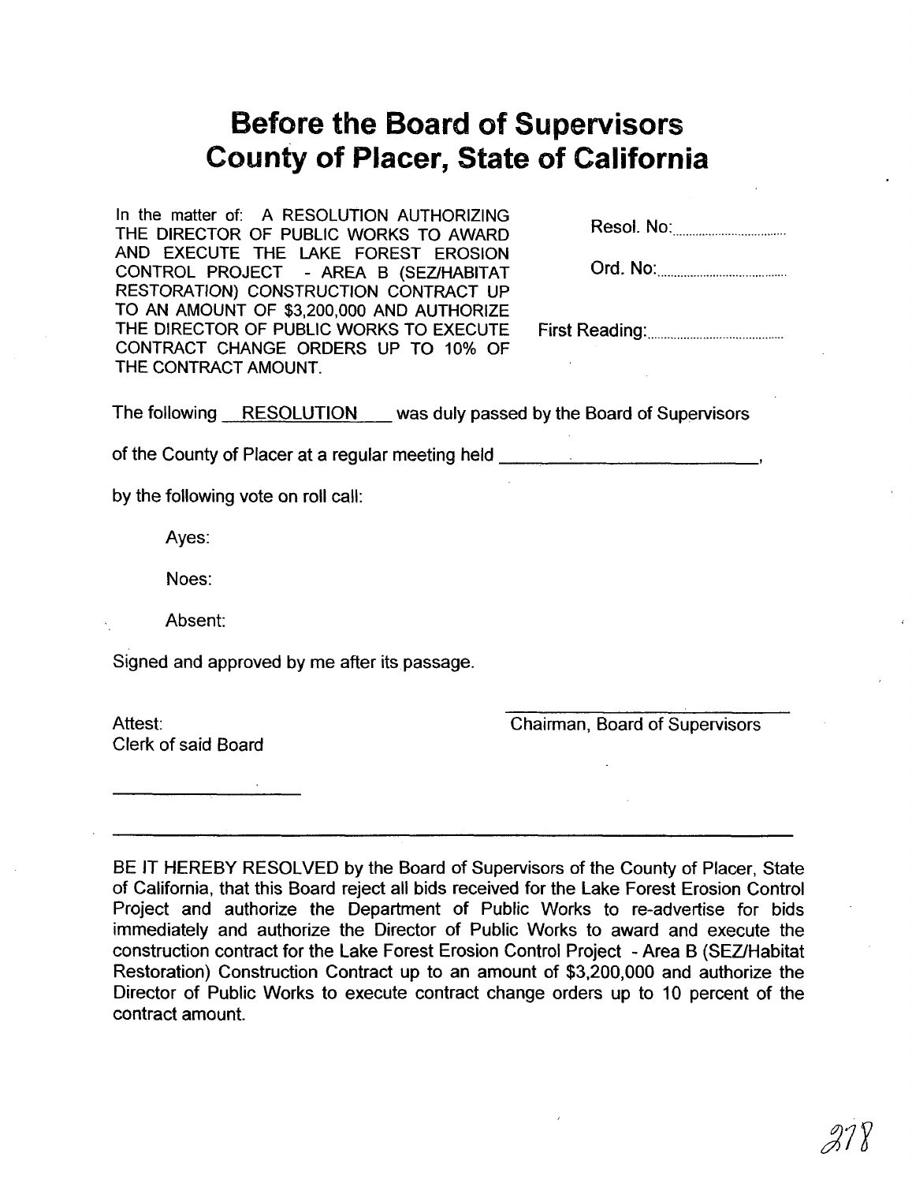# Before the Board of Supervisors County of Placer, State of California

In the matter of: A RESOLUTION AUTHORIZING THE DIRECTOR OF PUBLIC WORKS TO AWARD AND EXECUTE THE LAKE FOREST EROSION CONTROL PROJECT - AREA B (SEZ/HABITAT RESTORATION) CONSTRUCTION CONTRACT UP TO AN AMOUNT OF $3,200,000 AND AUTHORIZE THE DIRECTOR OF PUBLIC WORKS TO EXECUTE CONTRACT CHANGE ORDERS UP TO 10% OF THE CONTRACT AMOUNT.

Resol. No:..............................

Ord. No:..............................

First Reading:..............................

The following RESOLUTION was duly passed by the Board of Supervisors of the County of Placer at a regular meeting held ____________________,

by the following vote on roll call:

Ayes:

Noes:

Absent:

Signed and approved by me after its passage.

Attest:
Clerk of said Board

____________________

____________________
Chairman, Board of Supervisors

---

BE IT HEREBY RESOLVED by the Board of Supervisors of the County of Placer, State of California, that this Board reject all bids received for the Lake Forest Erosion Control Project and authorize the Department of Public Works to re-advertise for bids immediately and authorize the Director of Public Works to award and execute the construction contract for the Lake Forest Erosion Control Project - Area B (SEZ/Habitat Restoration) Construction Contract up to an amount of $3,200,000 and authorize the Director of Public Works to execute contract change orders up to 10 percent of the contract amount.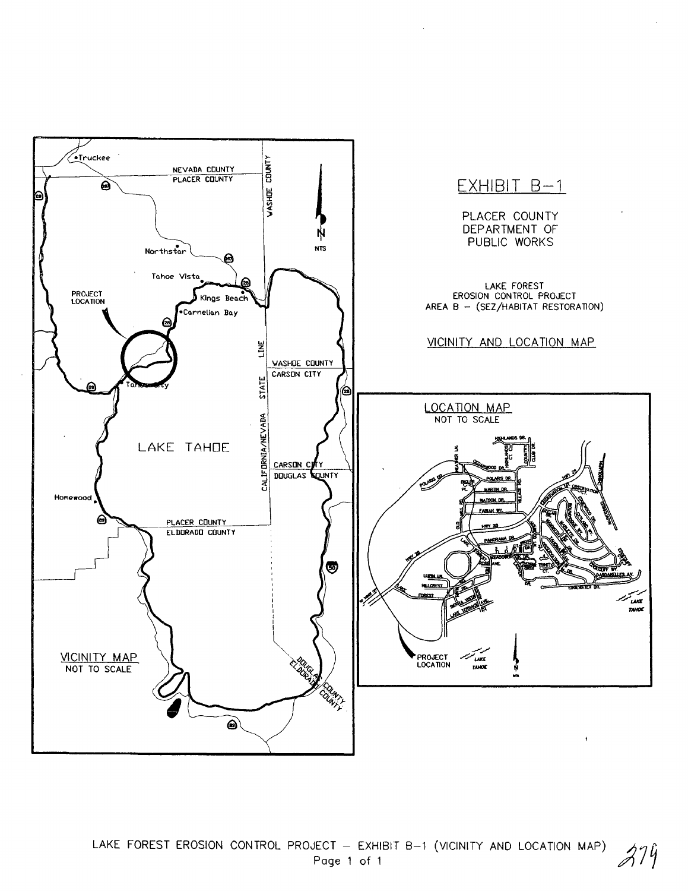# EXHIBIT B-1

PLACER COUNTY
DEPARTMENT OF
PUBLIC WORKS

LAKE FOREST
EROSION CONTROL PROJECT
AREA B – (SEZ/HABITAT RESTORATION)

VICINITY AND LOCATION MAP

Truckee
NEVADA COUNTY
PLACER COUNTY
WASHOE COUNTY
N
NTS
Northstar
Tahoe Vista
Kings Beach
Carnelian Bay
PROJECT LOCATION
Tahoe City
WASHOE COUNTY
CARSON CITY
LAKE TAHOE
CALIFORNIA/NEVADA STATE LINE
CARSON CITY
DOUGLAS COUNTY
Homewood
PLACER COUNTY
ELDORADO COUNTY
DOUGLAS COUNTY
ELDORADO COUNTY
VICINITY MAP
NOT TO SCALE

LOCATION MAP
NOT TO SCALE
PROJECT LOCATION
LAKE TAHOE

LAKE FOREST EROSION CONTROL PROJECT – EXHIBIT B-1 (VICINITY AND LOCATION MAP)